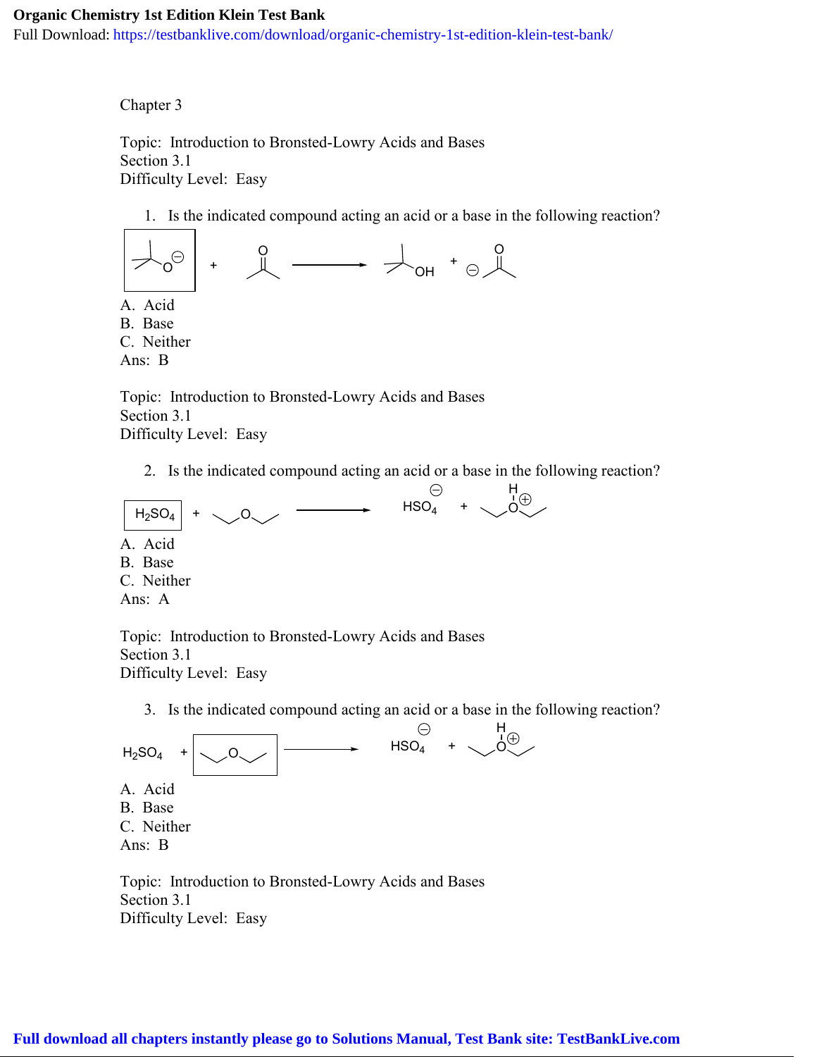Chapter 3

Topic: Introduction to Bronsted-Lowry Acids and Bases
Section 3.1
Difficulty Level: Easy

1. Is the indicated compound acting an acid or a base in the following reaction?

A. Acid
B. Base
C. Neither
Ans: B

Topic: Introduction to Bronsted-Lowry Acids and Bases
Section 3.1
Difficulty Level: Easy

2. Is the indicated compound acting an acid or a base in the following reaction?

$H_2SO_4$ + ⟶ $HSO_4^{-}$ +

A. Acid
B. Base
C. Neither
Ans: A

Topic: Introduction to Bronsted-Lowry Acids and Bases
Section 3.1
Difficulty Level: Easy

3. Is the indicated compound acting an acid or a base in the following reaction?

$H_2SO_4$ + ⟶ $HSO_4^{-}$ +

A. Acid
B. Base
C. Neither
Ans: B

Topic: Introduction to Bronsted-Lowry Acids and Bases
Section 3.1
Difficulty Level: Easy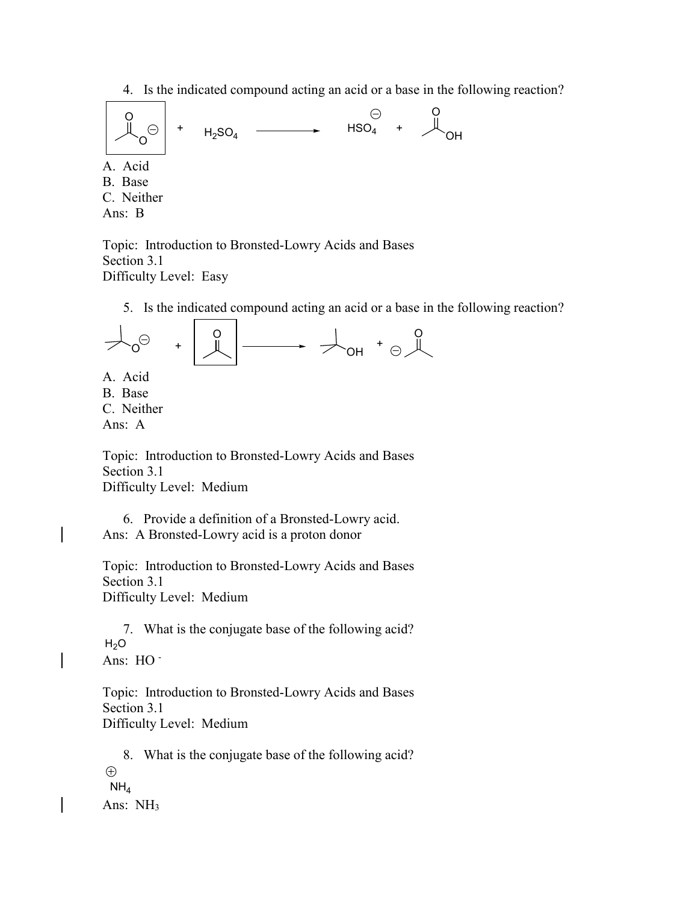4. Is the indicated compound acting an acid or a base in the following reaction?

A. Acid
B. Base
C. Neither
Ans: B

Topic: Introduction to Bronsted-Lowry Acids and Bases
Section 3.1
Difficulty Level: Easy

5. Is the indicated compound acting an acid or a base in the following reaction?

A. Acid
B. Base
C. Neither
Ans: A

Topic: Introduction to Bronsted-Lowry Acids and Bases
Section 3.1
Difficulty Level: Medium

6. Provide a definition of a Bronsted-Lowry acid.
Ans: A Bronsted-Lowry acid is a proton donor

Topic: Introduction to Bronsted-Lowry Acids and Bases
Section 3.1
Difficulty Level: Medium

7. What is the conjugate base of the following acid?
$H_2O$
Ans: $HO^-$

Topic: Introduction to Bronsted-Lowry Acids and Bases
Section 3.1
Difficulty Level: Medium

8. What is the conjugate base of the following acid?
$NH_4^+$
Ans: $NH_3$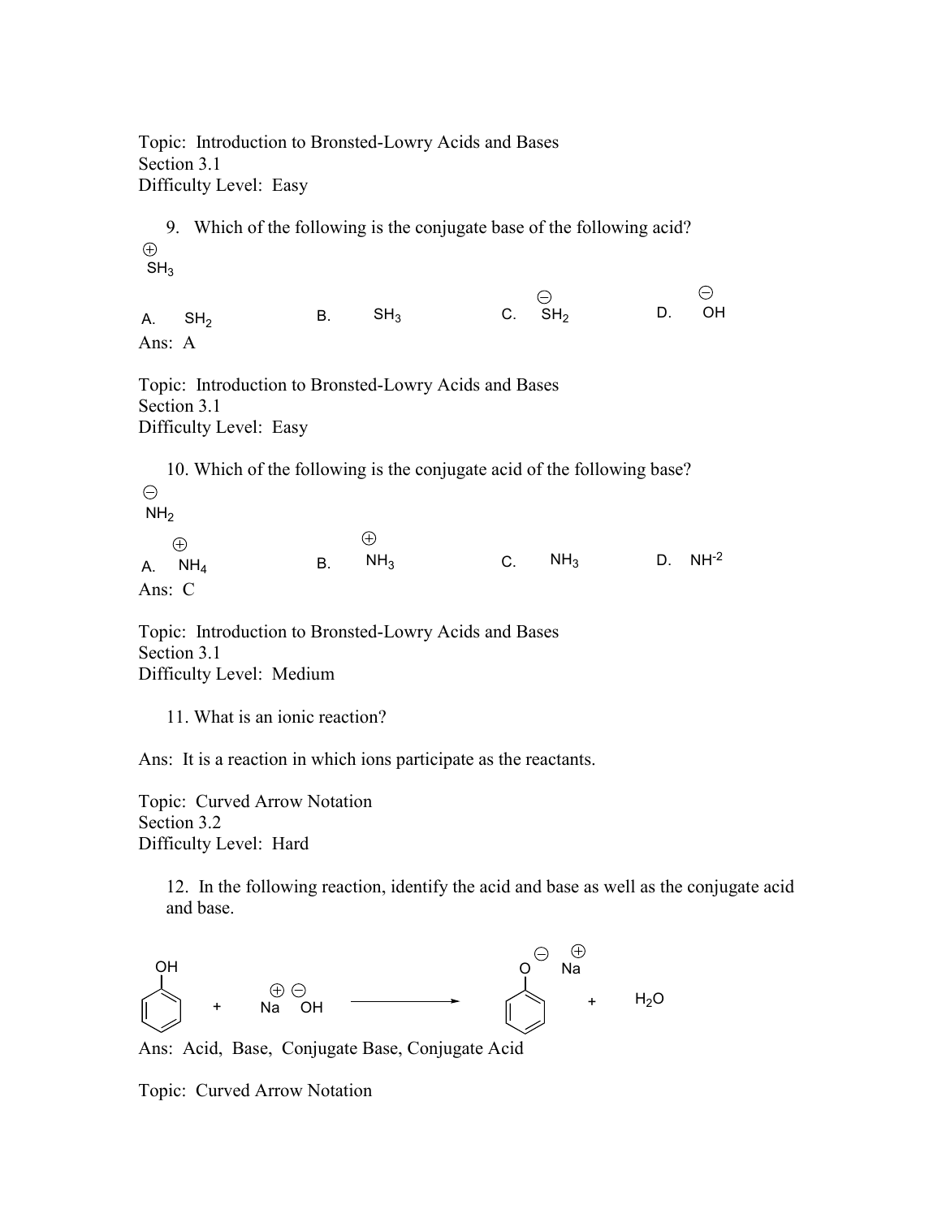Topic: Introduction to Bronsted-Lowry Acids and Bases
Section 3.1
Difficulty Level: Easy

9. Which of the following is the conjugate base of the following acid?

$\overset{\oplus}{SH_3}$

A. $SH_2$ B. $SH_3$ C. $\overset{\ominus}{SH_2}$ D. $\overset{\ominus}{OH}$

Ans: A

Topic: Introduction to Bronsted-Lowry Acids and Bases
Section 3.1
Difficulty Level: Easy

10. Which of the following is the conjugate acid of the following base?

$\overset{\ominus}{NH_2}$

A. $\overset{\oplus}{NH_4}$ B. $\overset{\oplus}{NH_3}$ C. $NH_3$ D. $NH^{-2}$

Ans: C

Topic: Introduction to Bronsted-Lowry Acids and Bases
Section 3.1
Difficulty Level: Medium

11. What is an ionic reaction?

Ans: It is a reaction in which ions participate as the reactants.

Topic: Curved Arrow Notation
Section 3.2
Difficulty Level: Hard

12. In the following reaction, identify the acid and base as well as the conjugate acid and base.

$$C_6H_5OH + \overset{\oplus}{Na}\ \overset{\ominus}{OH} \longrightarrow C_6H_5\overset{\ominus}{O}\ \overset{\oplus}{Na} + H_2O$$

Ans: Acid, Base, Conjugate Base, Conjugate Acid

Topic: Curved Arrow Notation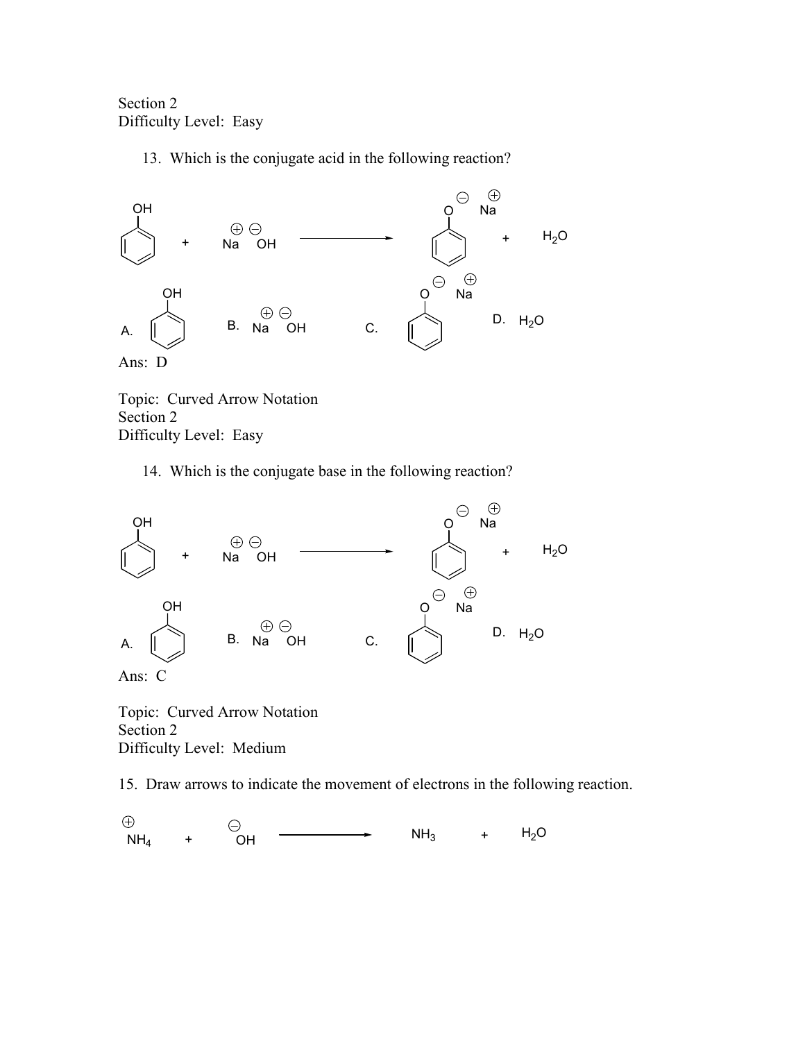Section 2
Difficulty Level: Easy

13. Which is the conjugate acid in the following reaction?

$$C_6H_5OH + Na^{+}\,{}^{-}OH \longrightarrow C_6H_5O^{-}\,Na^{+} + H_2O$$

A. $C_6H_5OH$ B. $Na^{+}\,{}^{-}OH$ C. $C_6H_5O^{-}\,Na^{+}$ D. $H_2O$

Ans: D

Topic: Curved Arrow Notation
Section 2
Difficulty Level: Easy

14. Which is the conjugate base in the following reaction?

$$C_6H_5OH + Na^{+}\,{}^{-}OH \longrightarrow C_6H_5O^{-}\,Na^{+} + H_2O$$

A. $C_6H_5OH$ B. $Na^{+}\,{}^{-}OH$ C. $C_6H_5O^{-}\,Na^{+}$ D. $H_2O$

Ans: C

Topic: Curved Arrow Notation
Section 2
Difficulty Level: Medium

15. Draw arrows to indicate the movement of electrons in the following reaction.

$$NH_4^{+} + {}^{-}OH \longrightarrow NH_3 + H_2O$$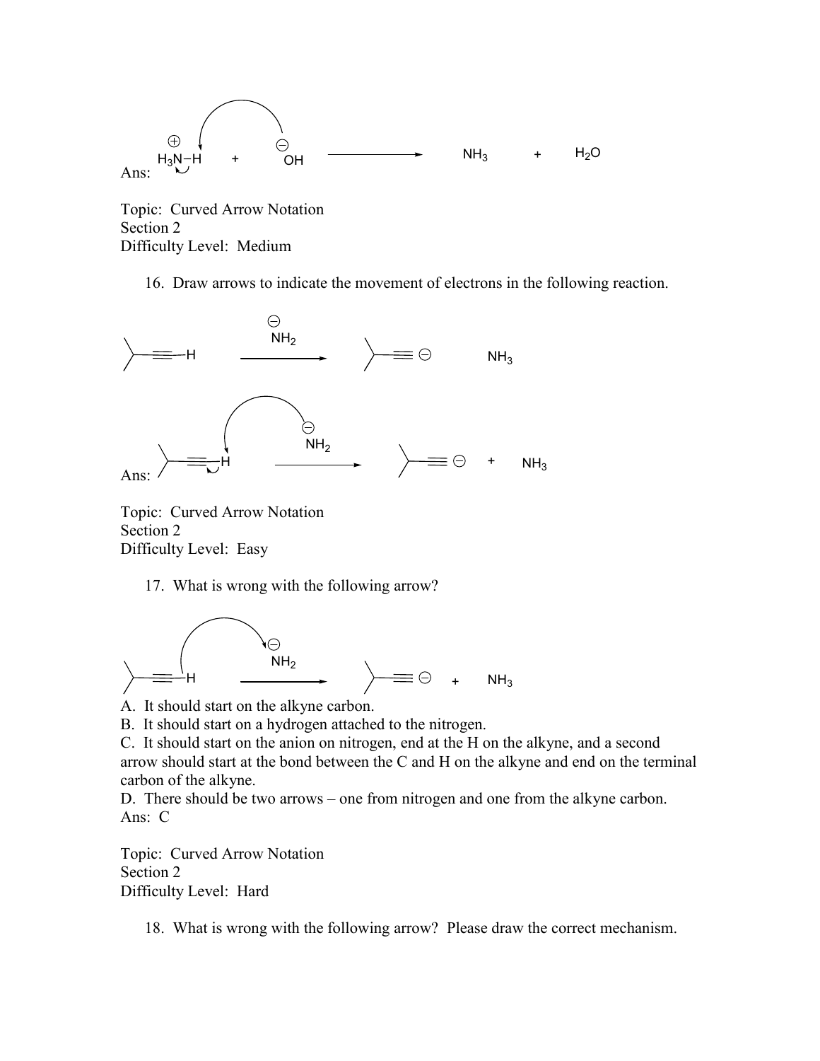$\overset{\oplus}{H_3N}-H$ + $\overset{\ominus}{OH}$ ⟶ $NH_3$ + $H_2O$

Ans:

Topic: Curved Arrow Notation
Section 2
Difficulty Level: Medium

16. Draw arrows to indicate the movement of electrons in the following reaction.

$\overset{\ominus}{NH_2}$ ⟶ $NH_3$

Ans:

$\overset{\ominus}{NH_2}$ ⟶ + $NH_3$

Topic: Curved Arrow Notation
Section 2
Difficulty Level: Easy

17. What is wrong with the following arrow?

$\overset{\ominus}{NH_2}$ ⟶ + $NH_3$

A. It should start on the alkyne carbon.
B. It should start on a hydrogen attached to the nitrogen.
C. It should start on the anion on nitrogen, end at the H on the alkyne, and a second arrow should start at the bond between the C and H on the alkyne and end on the terminal carbon of the alkyne.
D. There should be two arrows – one from nitrogen and one from the alkyne carbon.
Ans: C

Topic: Curved Arrow Notation
Section 2
Difficulty Level: Hard

18. What is wrong with the following arrow? Please draw the correct mechanism.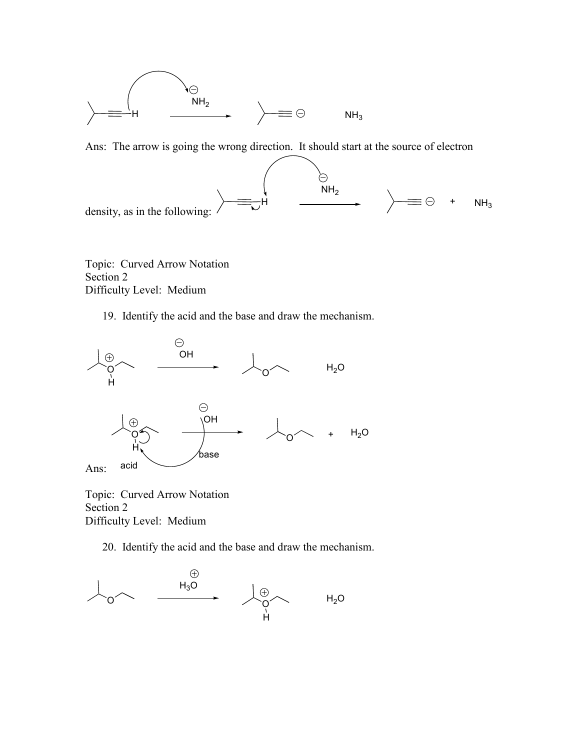$NH_2^-$ &nbsp;&nbsp;&nbsp;&nbsp; $NH_3$

Ans: The arrow is going the wrong direction. It should start at the source of electron density, as in the following:

$NH_2^-$ &nbsp;&nbsp;&nbsp;&nbsp; + &nbsp;&nbsp; $NH_3$

Topic: Curved Arrow Notation
Section 2
Difficulty Level: Medium

19. Identify the acid and the base and draw the mechanism.

$OH^-$ &nbsp;&nbsp;&nbsp;&nbsp; $H_2O$

Ans: &nbsp; acid &nbsp;&nbsp; base &nbsp;&nbsp; + &nbsp; $H_2O$

Topic: Curved Arrow Notation
Section 2
Difficulty Level: Medium

20. Identify the acid and the base and draw the mechanism.

$H_3O^+$ &nbsp;&nbsp;&nbsp;&nbsp; $H_2O$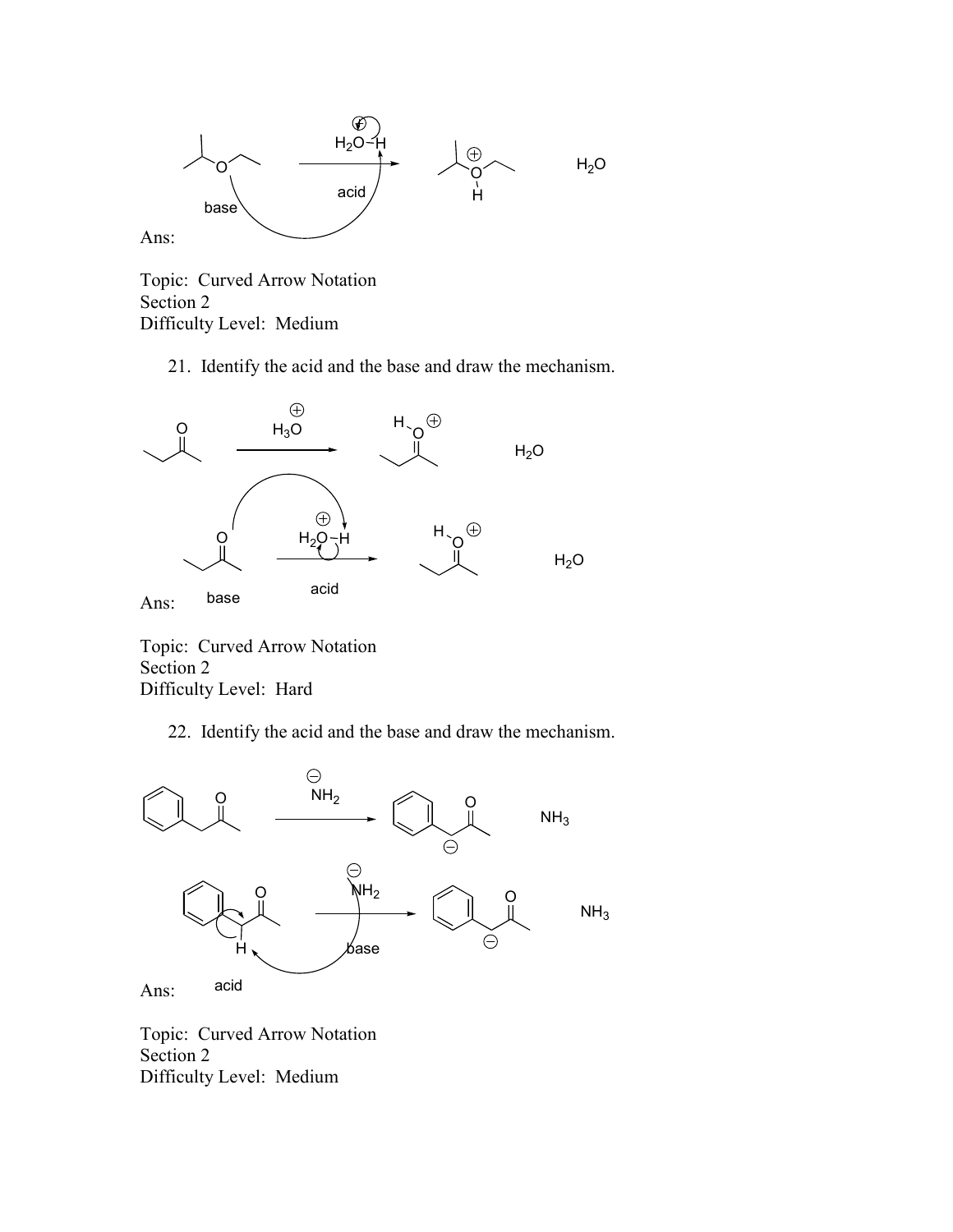Ans:

Topic: Curved Arrow Notation
Section 2
Difficulty Level: Medium

21. Identify the acid and the base and draw the mechanism.

Ans:

Topic: Curved Arrow Notation
Section 2
Difficulty Level: Hard

22. Identify the acid and the base and draw the mechanism.

Ans:

Topic: Curved Arrow Notation
Section 2
Difficulty Level: Medium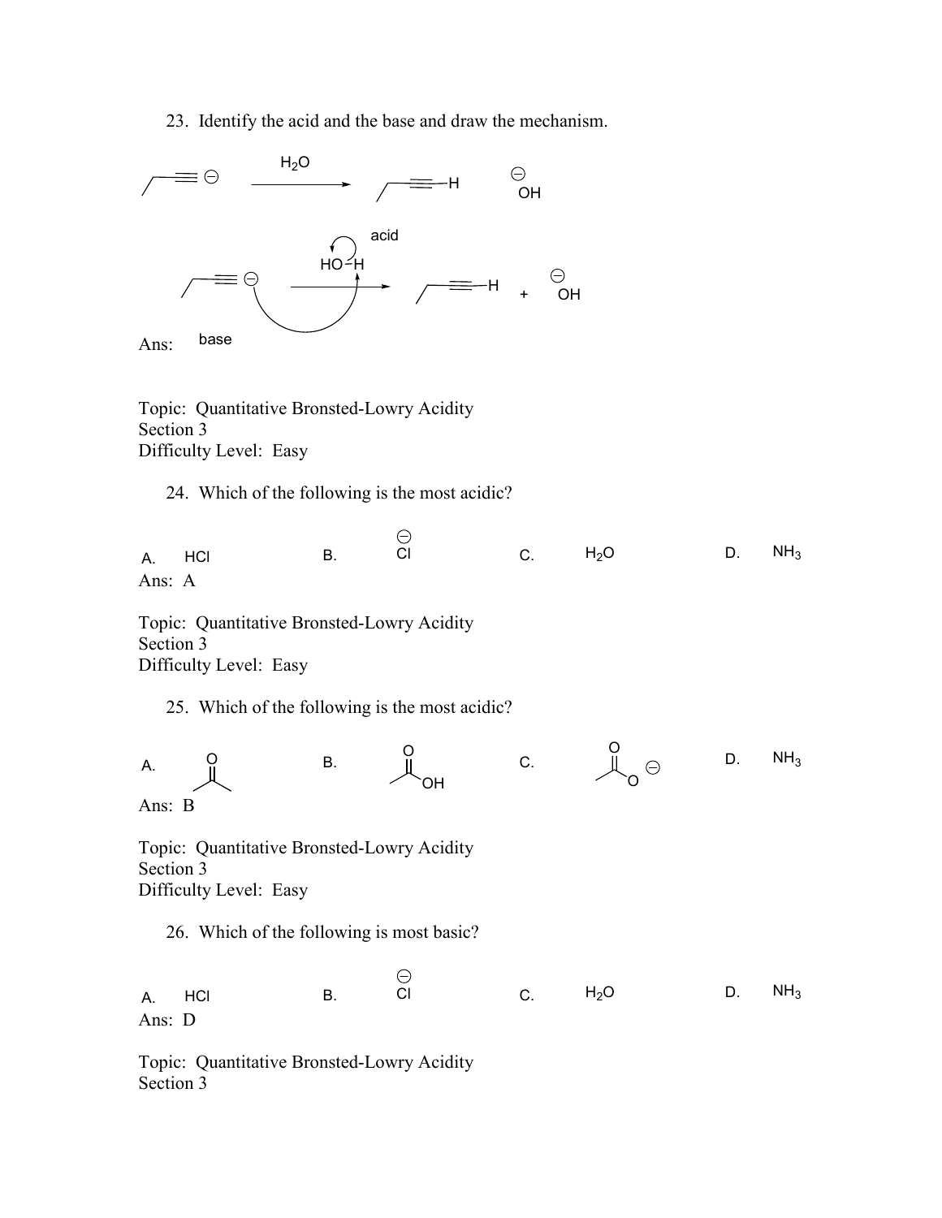23. Identify the acid and the base and draw the mechanism.

$$\text{CH}_3\text{CH}_2\text{C}\equiv\text{C}^{\ominus} \xrightarrow{H_2O} \text{CH}_3\text{CH}_2\text{C}\equiv\text{C–H} \quad {}^{\ominus}\text{OH}$$

Ans:

$$\underset{\text{base}}{\text{CH}_3\text{CH}_2\text{C}\equiv\text{C}^{\ominus}} \quad \underset{\text{acid}}{\text{HO–H}} \longrightarrow \text{CH}_3\text{CH}_2\text{C}\equiv\text{C–H} + {}^{\ominus}\text{OH}$$

(Curved arrow from the carbanion lone pair to the H of HO–H; curved arrow from the O–H bond to O.)

Topic: Quantitative Bronsted-Lowry Acidity
Section 3
Difficulty Level: Easy

24. Which of the following is the most acidic?

A. HCl  B. $Cl^{\ominus}$  C. $H_2O$  D. $NH_3$

Ans: A

Topic: Quantitative Bronsted-Lowry Acidity
Section 3
Difficulty Level: Easy

25. Which of the following is the most acidic?

A. $CH_3COCH_3$ (acetone)  B. $CH_3COOH$  C. $CH_3COO^{\ominus}$  D. $NH_3$

Ans: B

Topic: Quantitative Bronsted-Lowry Acidity
Section 3
Difficulty Level: Easy

26. Which of the following is most basic?

A. HCl  B. $Cl^{\ominus}$  C. $H_2O$  D. $NH_3$

Ans: D

Topic: Quantitative Bronsted-Lowry Acidity
Section 3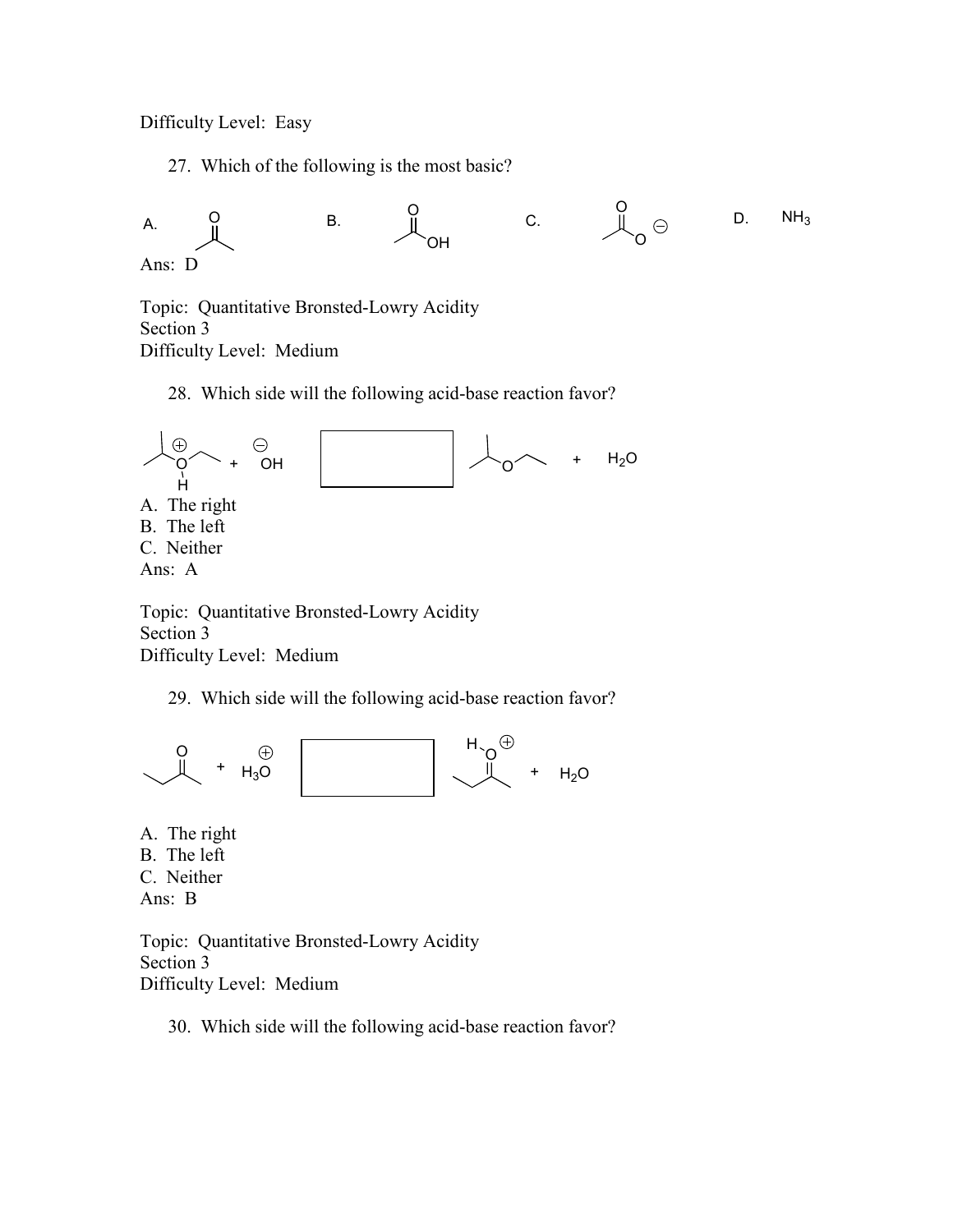Difficulty Level: Easy

27. Which of the following is the most basic?

A. (acetone)  B. (acetic acid)  C. (acetate ion)  D. $NH_3$

Ans: D

Topic: Quantitative Bronsted-Lowry Acidity
Section 3
Difficulty Level: Medium

28. Which side will the following acid-base reaction favor?

(protonated isopropyl ethyl ether) + $^{\ominus}OH$ [ ] (isopropyl ethyl ether) + $H_2O$

A. The right
B. The left
C. Neither
Ans: A

Topic: Quantitative Bronsted-Lowry Acidity
Section 3
Difficulty Level: Medium

29. Which side will the following acid-base reaction favor?

(2-butanone) + $H_3O^{\oplus}$ [ ] (protonated 2-butanone) + $H_2O$

A. The right
B. The left
C. Neither
Ans: B

Topic: Quantitative Bronsted-Lowry Acidity
Section 3
Difficulty Level: Medium

30. Which side will the following acid-base reaction favor?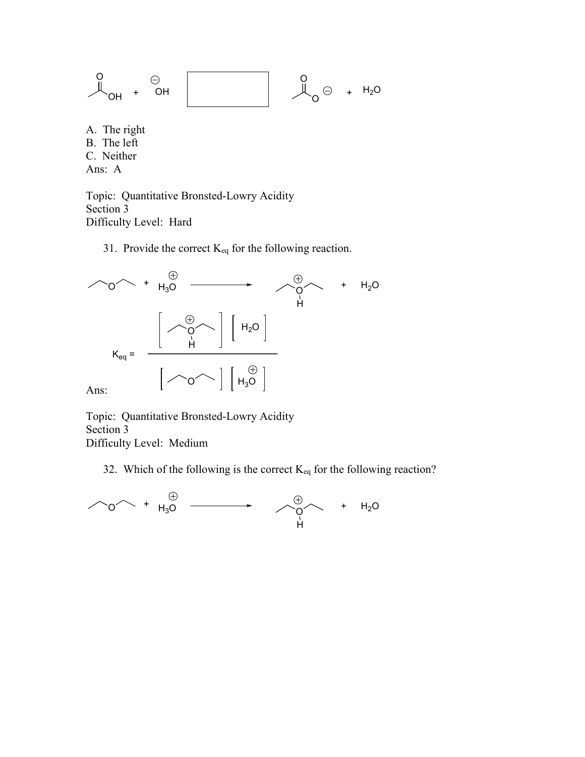$CH_3COOH$ + $^{\ominus}OH$ [ &nbsp;&nbsp;&nbsp;&nbsp;&nbsp;&nbsp;&nbsp;&nbsp; ] $CH_3COO^{\ominus}$ + $H_2O$

A. The right
B. The left
C. Neither
Ans: A

Topic: Quantitative Bronsted-Lowry Acidity
Section 3
Difficulty Level: Hard

31. Provide the correct $K_{eq}$ for the following reaction.

$CH_3CH_2OCH_2CH_3$ + $H_3O^{\oplus}$ ⟶ $CH_3CH_2O^{\oplus}(H)CH_2CH_3$ + $H_2O$

Ans:

$$K_{eq} = \frac{[CH_3CH_2O^{\oplus}(H)CH_2CH_3][H_2O]}{[CH_3CH_2OCH_2CH_3][H_3O^{\oplus}]}$$

Topic: Quantitative Bronsted-Lowry Acidity
Section 3
Difficulty Level: Medium

32. Which of the following is the correct $K_{eq}$ for the following reaction?

$CH_3CH_2OCH_2CH_3$ + $H_3O^{\oplus}$ ⟶ $CH_3CH_2O^{\oplus}(H)CH_2CH_3$ + $H_2O$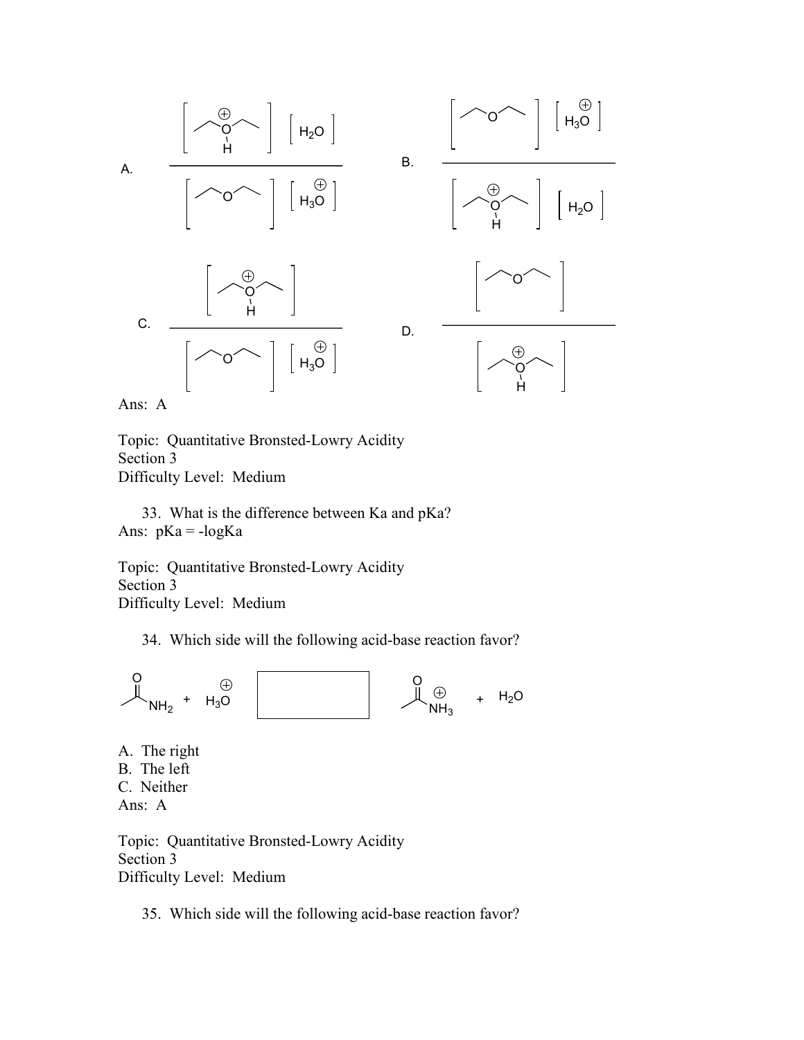A.

$$\frac{[\text{Et}_2\text{OH}^+][H_2O]}{[\text{Et}_2\text{O}][H_3O^+]}$$

B.

$$\frac{[\text{Et}_2\text{O}][H_3O^+]}{[\text{Et}_2\text{OH}^+][H_2O]}$$

C.

$$\frac{[\text{Et}_2\text{OH}^+]}{[\text{Et}_2\text{O}][H_3O^+]}$$

D.

$$\frac{[\text{Et}_2\text{O}]}{[\text{Et}_2\text{OH}^+]}$$

Ans: A

Topic: Quantitative Bronsted-Lowry Acidity
Section 3
Difficulty Level: Medium

33. What is the difference between Ka and pKa?
Ans: pKa = -logKa

Topic: Quantitative Bronsted-Lowry Acidity
Section 3
Difficulty Level: Medium

34. Which side will the following acid-base reaction favor?

$CH_3C(O)NH_2$ + $H_3O^+$ [ ] $CH_3C(O)NH_3^+$ + $H_2O$

A. The right
B. The left
C. Neither
Ans: A

Topic: Quantitative Bronsted-Lowry Acidity
Section 3
Difficulty Level: Medium

35. Which side will the following acid-base reaction favor?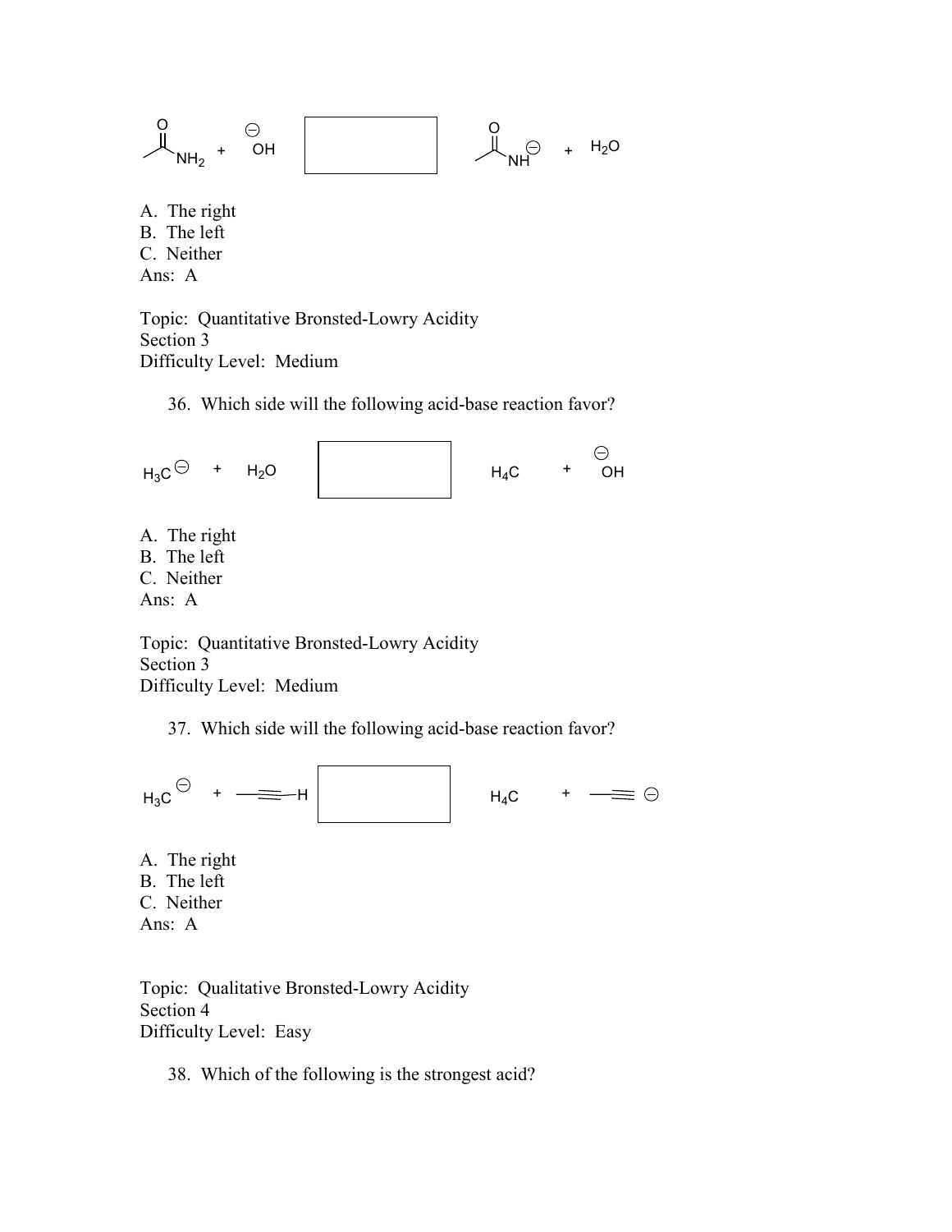$CH_3C(=O)NH_2$ + $^{\ominus}OH$ $\quad\square\quad$ $CH_3C(=O)NH^{\ominus}$ + $H_2O$

A. The right
B. The left
C. Neither
Ans: A

Topic: Quantitative Bronsted-Lowry Acidity
Section 3
Difficulty Level: Medium

36. Which side will the following acid-base reaction favor?

$H_3C^{\ominus}$ + $H_2O$ $\quad\square\quad$ $H_4C$ + $^{\ominus}OH$

A. The right
B. The left
C. Neither
Ans: A

Topic: Quantitative Bronsted-Lowry Acidity
Section 3
Difficulty Level: Medium

37. Which side will the following acid-base reaction favor?

$H_3C^{\ominus}$ + $CH_3C{\equiv}C{-}H$ $\quad\square\quad$ $H_4C$ + $CH_3C{\equiv}C^{\ominus}$

A. The right
B. The left
C. Neither
Ans: A

Topic: Qualitative Bronsted-Lowry Acidity
Section 4
Difficulty Level: Easy

38. Which of the following is the strongest acid?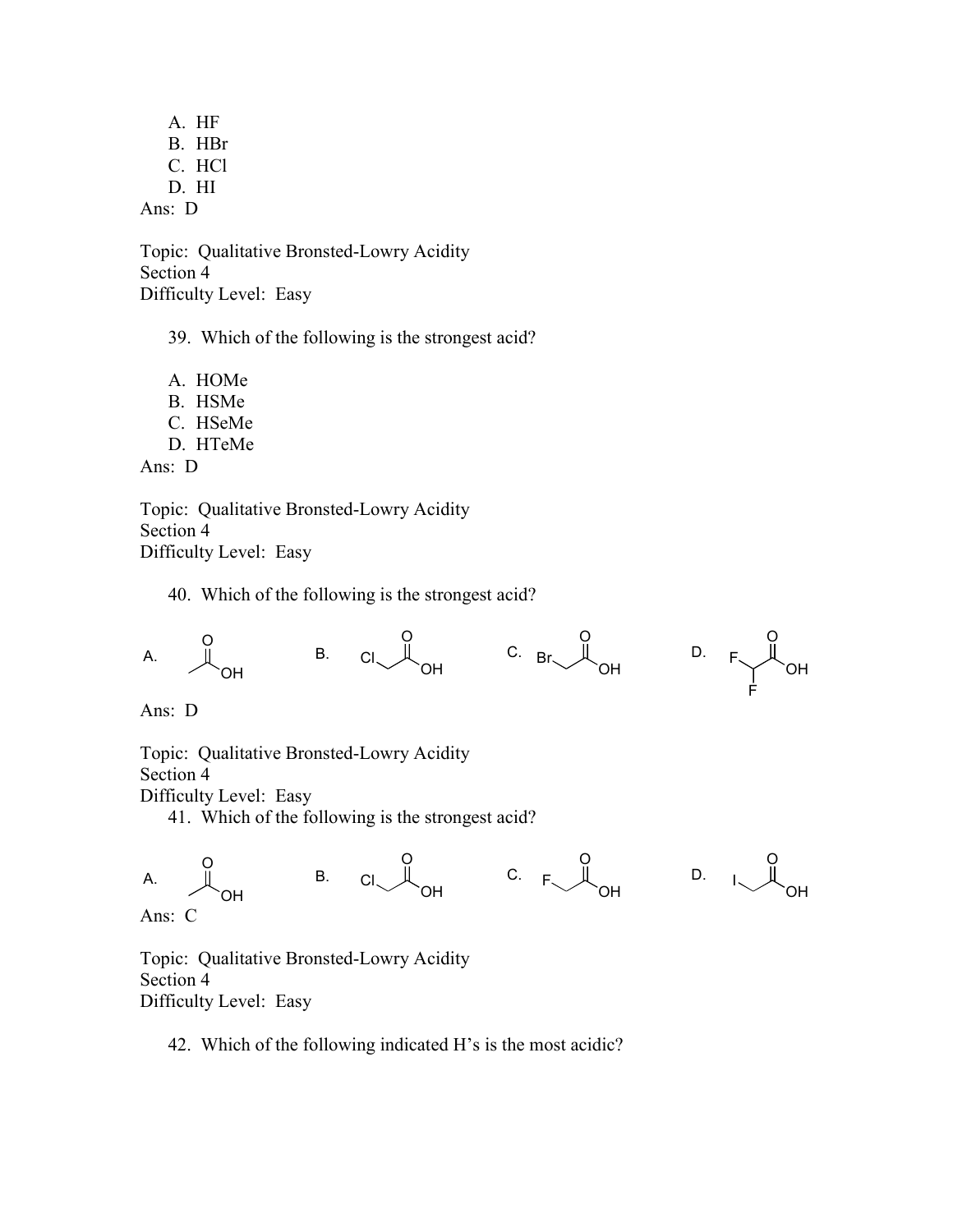A. HF
B. HBr
C. HCl
D. HI

Ans: D

Topic: Qualitative Bronsted-Lowry Acidity
Section 4
Difficulty Level: Easy

39. Which of the following is the strongest acid?

A. HOMe
B. HSMe
C. HSeMe
D. HTeMe

Ans: D

Topic: Qualitative Bronsted-Lowry Acidity
Section 4
Difficulty Level: Easy

40. Which of the following is the strongest acid?

A. $CH_3COOH$ B. $ClCH_2COOH$ C. $BrCH_2COOH$ D. $F_2CHCOOH$

Ans: D

Topic: Qualitative Bronsted-Lowry Acidity
Section 4
Difficulty Level: Easy

41. Which of the following is the strongest acid?

A. $CH_3COOH$ B. $ClCH_2COOH$ C. $FCH_2COOH$ D. $ICH_2COOH$

Ans: C

Topic: Qualitative Bronsted-Lowry Acidity
Section 4
Difficulty Level: Easy

42. Which of the following indicated H's is the most acidic?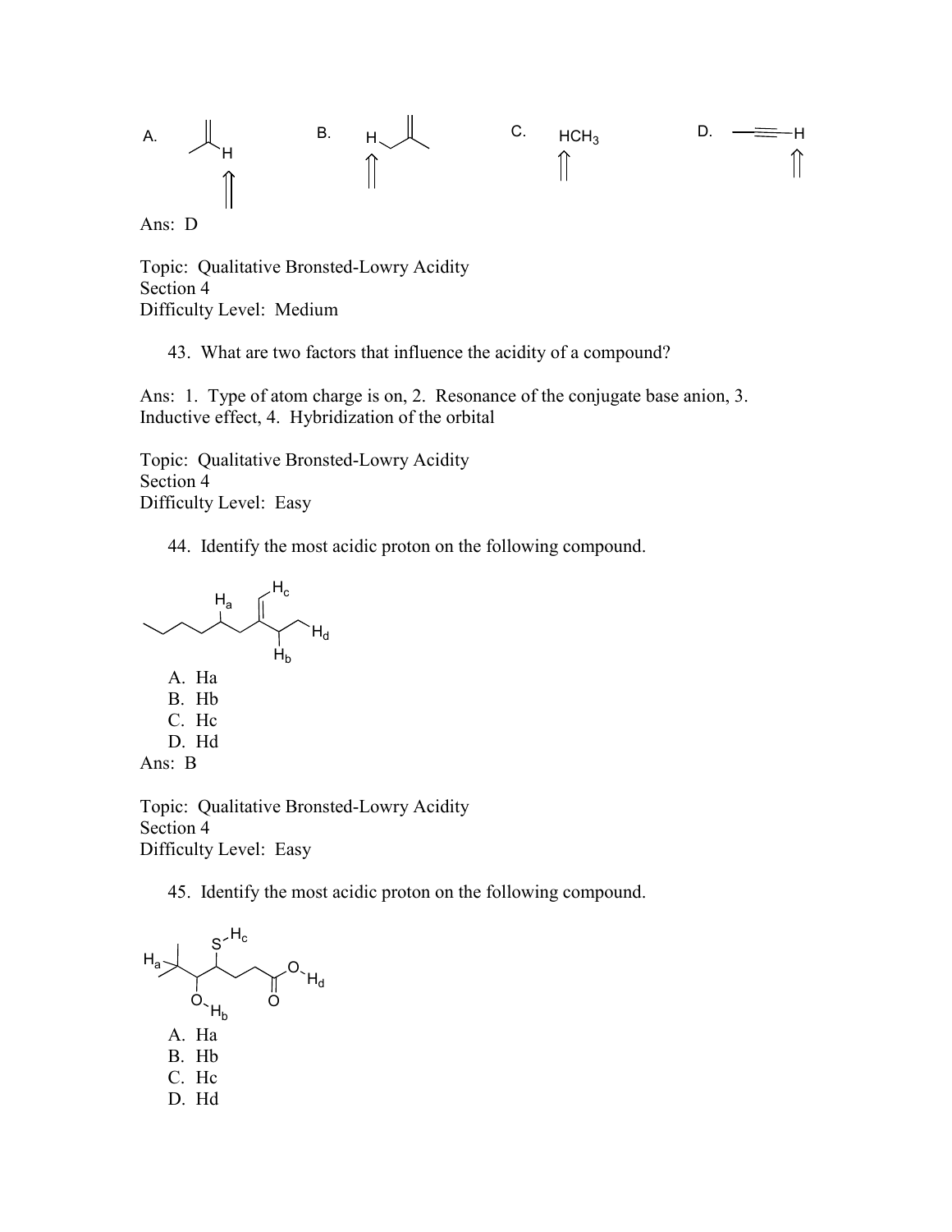A. B. C. $HCH_3$ D.

Ans: D

Topic: Qualitative Bronsted-Lowry Acidity
Section 4
Difficulty Level: Medium

43. What are two factors that influence the acidity of a compound?

Ans: 1. Type of atom charge is on, 2. Resonance of the conjugate base anion, 3. Inductive effect, 4. Hybridization of the orbital

Topic: Qualitative Bronsted-Lowry Acidity
Section 4
Difficulty Level: Easy

44. Identify the most acidic proton on the following compound.

A. Ha
B. Hb
C. Hc
D. Hd

Ans: B

Topic: Qualitative Bronsted-Lowry Acidity
Section 4
Difficulty Level: Easy

45. Identify the most acidic proton on the following compound.

A. Ha
B. Hb
C. Hc
D. Hd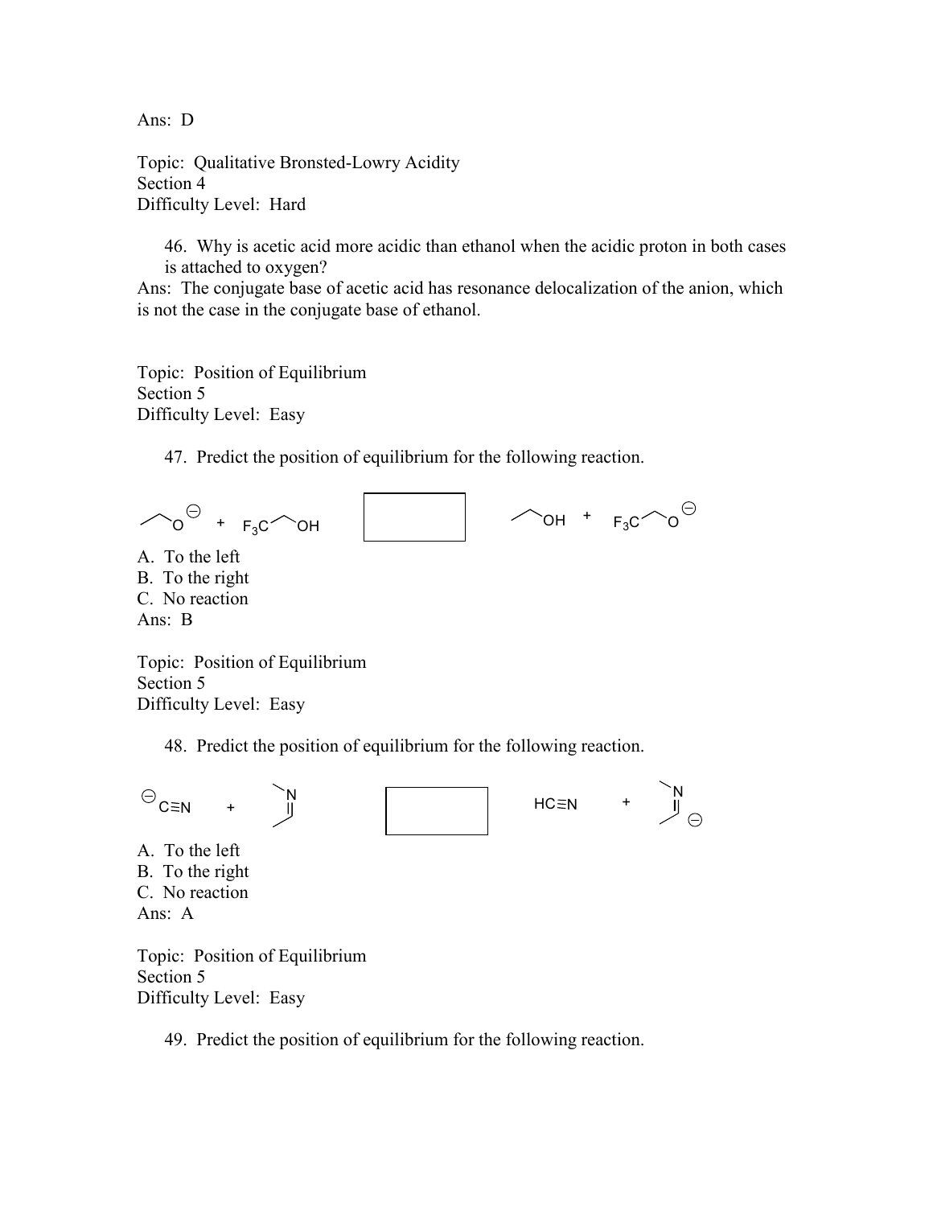Ans: D

Topic: Qualitative Bronsted-Lowry Acidity
Section 4
Difficulty Level: Hard

46. Why is acetic acid more acidic than ethanol when the acidic proton in both cases is attached to oxygen?

Ans: The conjugate base of acetic acid has resonance delocalization of the anion, which is not the case in the conjugate base of ethanol.

Topic: Position of Equilibrium
Section 5
Difficulty Level: Easy

47. Predict the position of equilibrium for the following reaction.

$CH_3CH_2O^{-}$ + $F_3CCH_2OH$ ☐ $CH_3CH_2OH$ + $F_3CCH_2O^{-}$

A. To the left
B. To the right
C. No reaction

Ans: B

Topic: Position of Equilibrium
Section 5
Difficulty Level: Easy

48. Predict the position of equilibrium for the following reaction.

$^{-}C{\equiv}N$ + $CH_3N{=}CHCH_3$ ☐ $HC{\equiv}N$ + $CH_3N{=}CH\overset{-}{C}H_2$

A. To the left
B. To the right
C. No reaction

Ans: A

Topic: Position of Equilibrium
Section 5
Difficulty Level: Easy

49. Predict the position of equilibrium for the following reaction.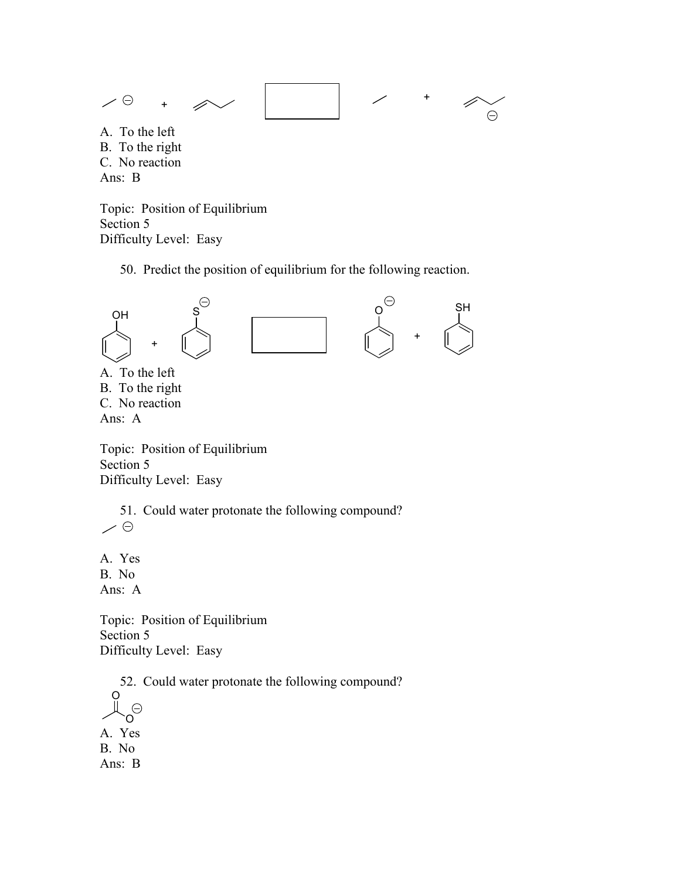A. To the left
B. To the right
C. No reaction
Ans: B

Topic: Position of Equilibrium
Section 5
Difficulty Level: Easy

50. Predict the position of equilibrium for the following reaction.

A. To the left
B. To the right
C. No reaction
Ans: A

Topic: Position of Equilibrium
Section 5
Difficulty Level: Easy

51. Could water protonate the following compound?

A. Yes
B. No
Ans: A

Topic: Position of Equilibrium
Section 5
Difficulty Level: Easy

52. Could water protonate the following compound?

A. Yes
B. No
Ans: B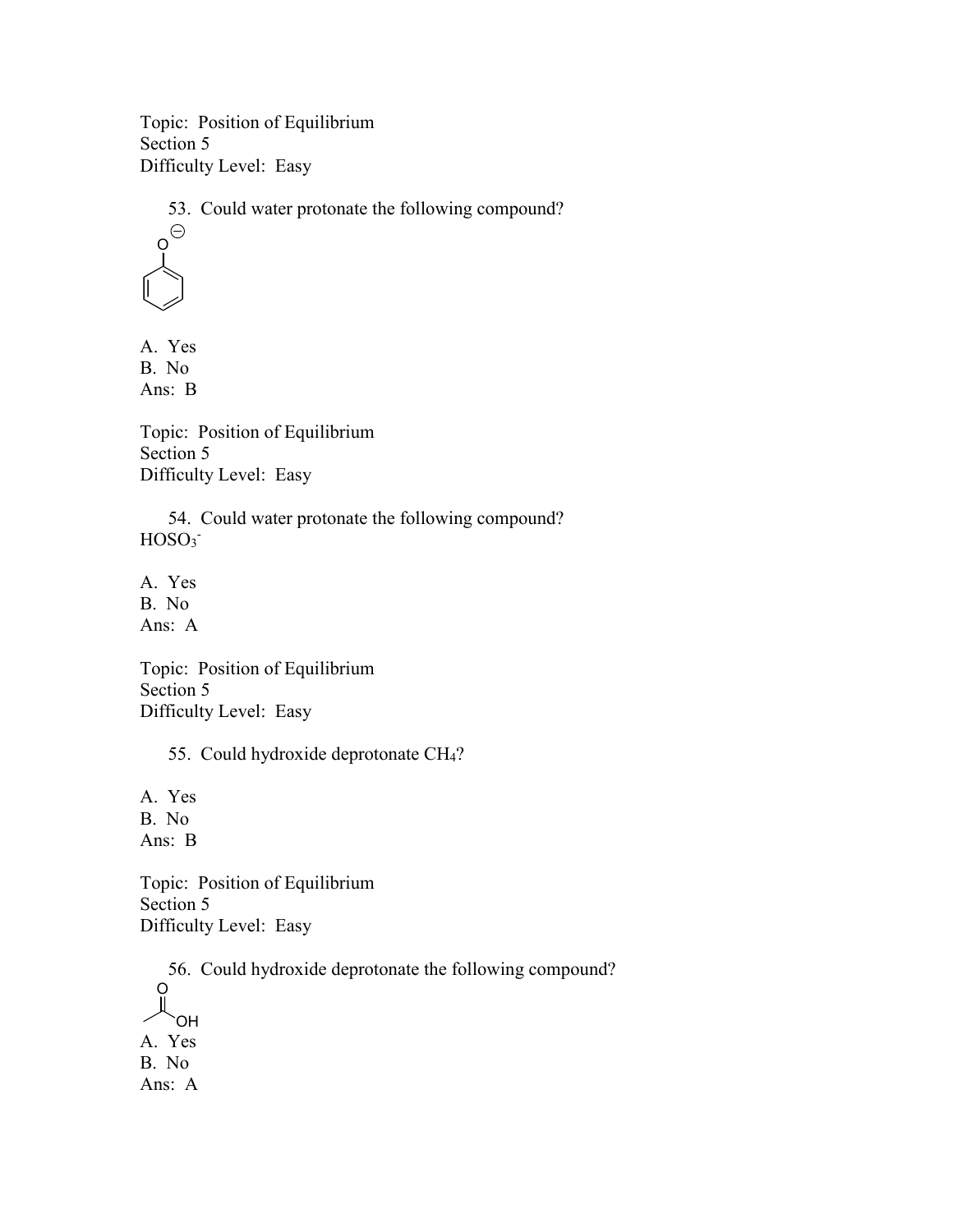Topic: Position of Equilibrium
Section 5
Difficulty Level: Easy

53. Could water protonate the following compound?

A. Yes
B. No
Ans: B

Topic: Position of Equilibrium
Section 5
Difficulty Level: Easy

54. Could water protonate the following compound?
$HOSO_3^-$

A. Yes
B. No
Ans: A

Topic: Position of Equilibrium
Section 5
Difficulty Level: Easy

55. Could hydroxide deprotonate $CH_4$?

A. Yes
B. No
Ans: B

Topic: Position of Equilibrium
Section 5
Difficulty Level: Easy

56. Could hydroxide deprotonate the following compound?

A. Yes
B. No
Ans: A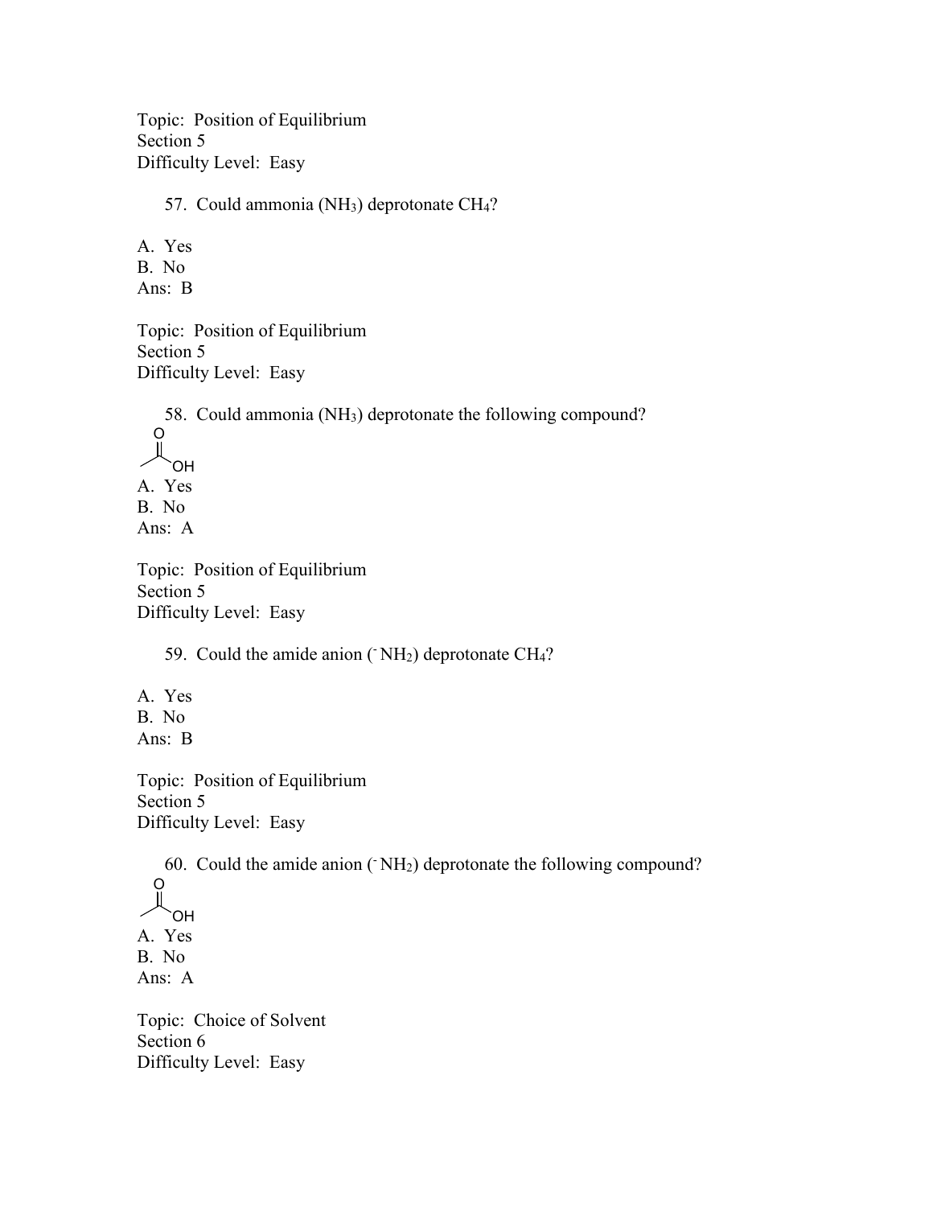Topic: Position of Equilibrium
Section 5
Difficulty Level: Easy

57. Could ammonia ($NH_3$) deprotonate $CH_4$?

A. Yes
B. No
Ans: B

Topic: Position of Equilibrium
Section 5
Difficulty Level: Easy

58. Could ammonia ($NH_3$) deprotonate the following compound?

A. Yes
B. No
Ans: A

Topic: Position of Equilibrium
Section 5
Difficulty Level: Easy

59. Could the amide anion ($^-NH_2$) deprotonate $CH_4$?

A. Yes
B. No
Ans: B

Topic: Position of Equilibrium
Section 5
Difficulty Level: Easy

60. Could the amide anion ($^-NH_2$) deprotonate the following compound?

A. Yes
B. No
Ans: A

Topic: Choice of Solvent
Section 6
Difficulty Level: Easy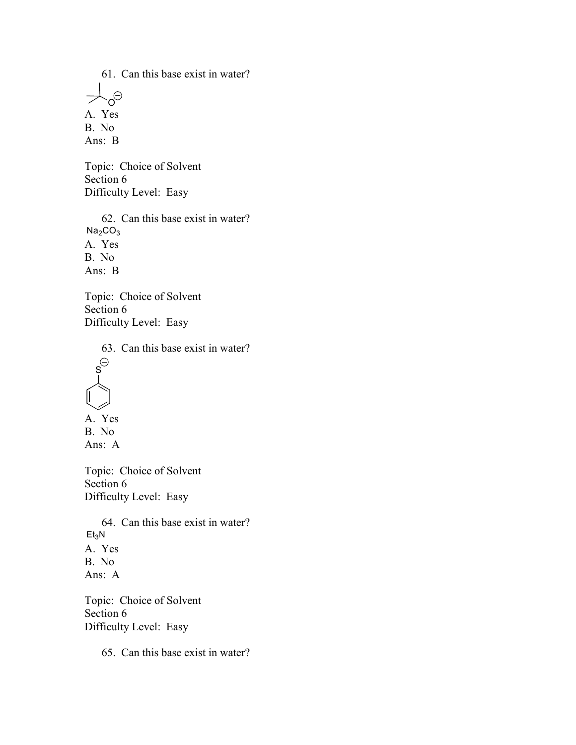61. Can this base exist in water?

A. Yes
B. No
Ans: B

Topic: Choice of Solvent
Section 6
Difficulty Level: Easy

62. Can this base exist in water?
$Na_2CO_3$
A. Yes
B. No
Ans: B

Topic: Choice of Solvent
Section 6
Difficulty Level: Easy

63. Can this base exist in water?

A. Yes
B. No
Ans: A

Topic: Choice of Solvent
Section 6
Difficulty Level: Easy

64. Can this base exist in water?
$Et_3N$
A. Yes
B. No
Ans: A

Topic: Choice of Solvent
Section 6
Difficulty Level: Easy

65. Can this base exist in water?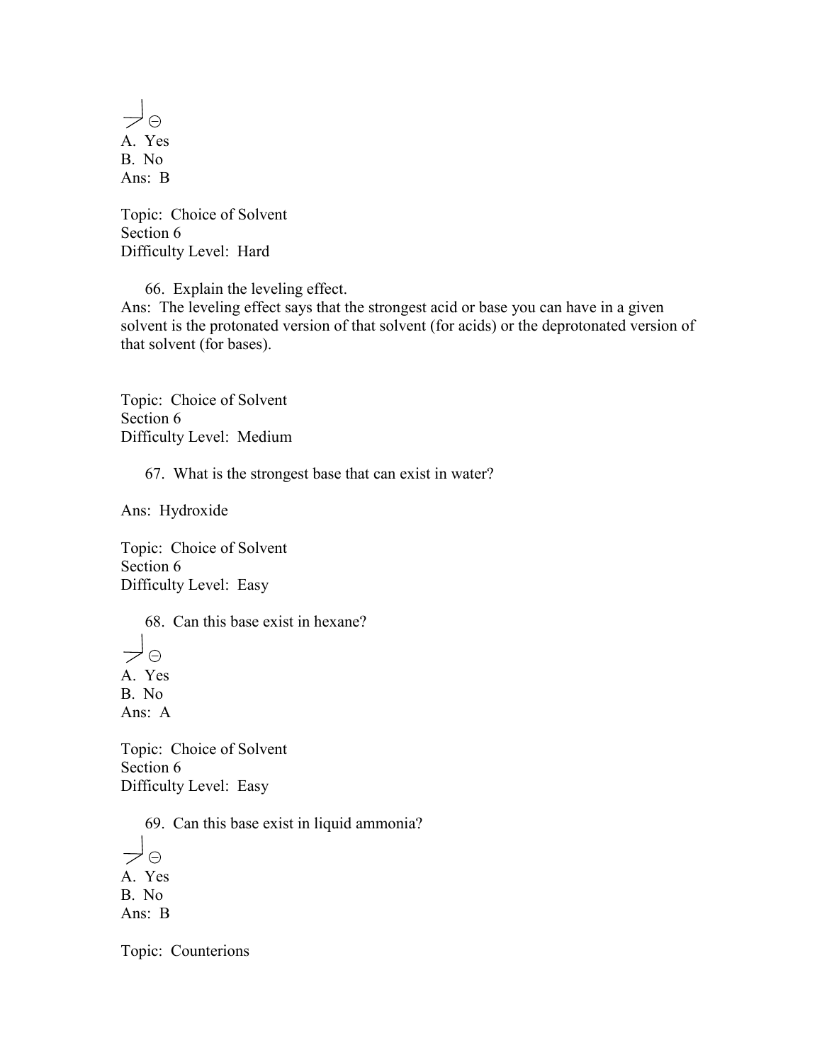A. Yes  
B. No  
Ans: B

Topic: Choice of Solvent  
Section 6  
Difficulty Level: Hard

66. Explain the leveling effect.

Ans: The leveling effect says that the strongest acid or base you can have in a given solvent is the protonated version of that solvent (for acids) or the deprotonated version of that solvent (for bases).

Topic: Choice of Solvent  
Section 6  
Difficulty Level: Medium

67. What is the strongest base that can exist in water?

Ans: Hydroxide

Topic: Choice of Solvent  
Section 6  
Difficulty Level: Easy

68. Can this base exist in hexane?

A. Yes  
B. No  
Ans: A

Topic: Choice of Solvent  
Section 6  
Difficulty Level: Easy

69. Can this base exist in liquid ammonia?

A. Yes  
B. No  
Ans: B

Topic: Counterions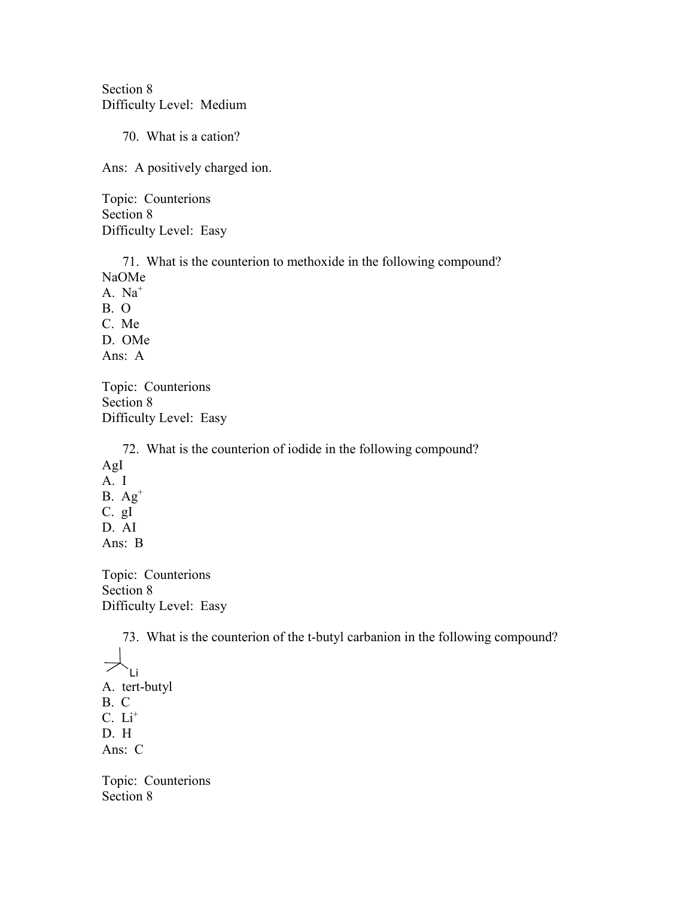Section 8
Difficulty Level: Medium

70. What is a cation?

Ans: A positively charged ion.

Topic: Counterions
Section 8
Difficulty Level: Easy

71. What is the counterion to methoxide in the following compound?
NaOMe
A. $Na^+$
B. O
C. Me
D. OMe
Ans: A

Topic: Counterions
Section 8
Difficulty Level: Easy

72. What is the counterion of iodide in the following compound?
AgI
A. I
B. $Ag^+$
C. gI
D. AI
Ans: B

Topic: Counterions
Section 8
Difficulty Level: Easy

73. What is the counterion of the t-butyl carbanion in the following compound?

Li

A. tert-butyl
B. C
C. $Li^+$
D. H
Ans: C

Topic: Counterions
Section 8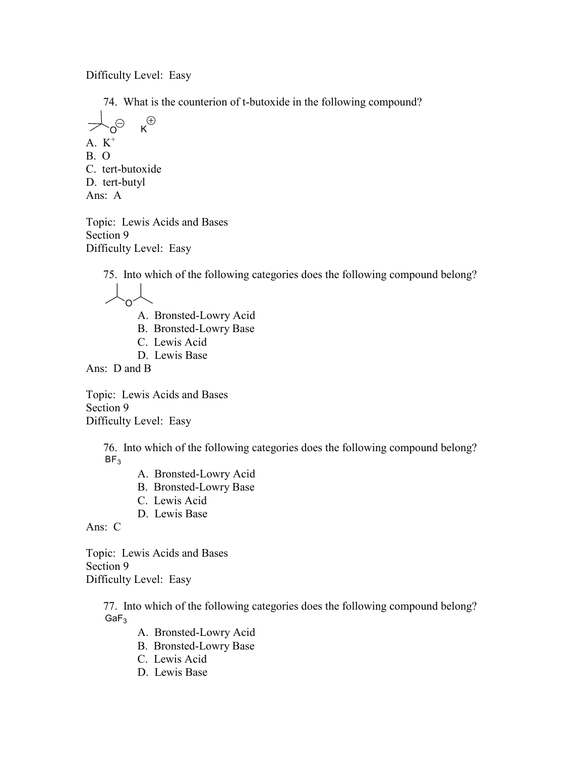Difficulty Level: Easy

74. What is the counterion of t-butoxide in the following compound?

A. $K^+$
B. O
C. tert-butoxide
D. tert-butyl
Ans: A

Topic: Lewis Acids and Bases
Section 9
Difficulty Level: Easy

75. Into which of the following categories does the following compound belong?

A. Bronsted-Lowry Acid
B. Bronsted-Lowry Base
C. Lewis Acid
D. Lewis Base

Ans: D and B

Topic: Lewis Acids and Bases
Section 9
Difficulty Level: Easy

76. Into which of the following categories does the following compound belong?
$BF_3$

A. Bronsted-Lowry Acid
B. Bronsted-Lowry Base
C. Lewis Acid
D. Lewis Base

Ans: C

Topic: Lewis Acids and Bases
Section 9
Difficulty Level: Easy

77. Into which of the following categories does the following compound belong?
$GaF_3$

A. Bronsted-Lowry Acid
B. Bronsted-Lowry Base
C. Lewis Acid
D. Lewis Base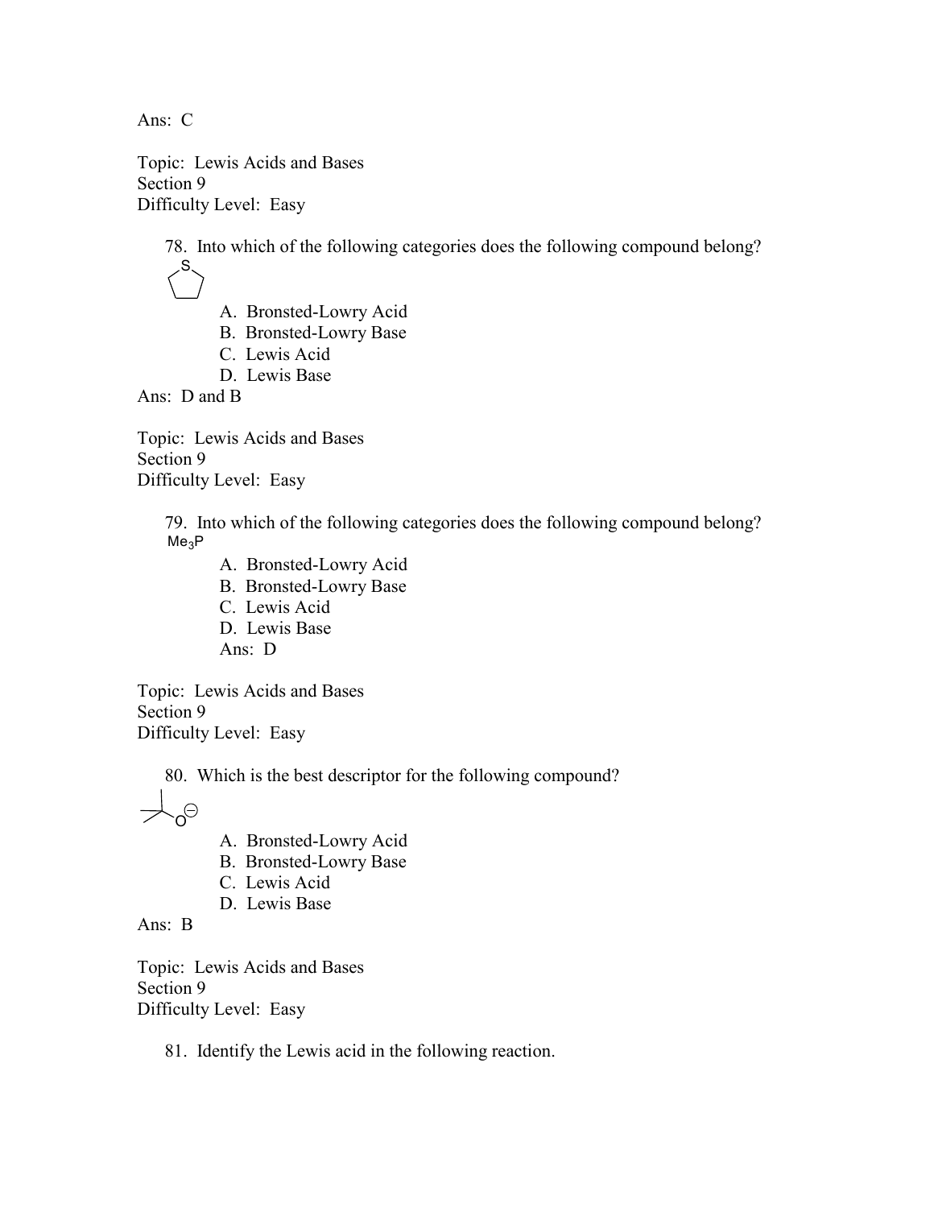Ans: C

Topic: Lewis Acids and Bases
Section 9
Difficulty Level: Easy

78. Into which of the following categories does the following compound belong?

A. Bronsted-Lowry Acid
B. Bronsted-Lowry Base
C. Lewis Acid
D. Lewis Base

Ans: D and B

Topic: Lewis Acids and Bases
Section 9
Difficulty Level: Easy

79. Into which of the following categories does the following compound belong?

$Me_3P$

A. Bronsted-Lowry Acid
B. Bronsted-Lowry Base
C. Lewis Acid
D. Lewis Base

Ans: D

Topic: Lewis Acids and Bases
Section 9
Difficulty Level: Easy

80. Which is the best descriptor for the following compound?

A. Bronsted-Lowry Acid
B. Bronsted-Lowry Base
C. Lewis Acid
D. Lewis Base

Ans: B

Topic: Lewis Acids and Bases
Section 9
Difficulty Level: Easy

81. Identify the Lewis acid in the following reaction.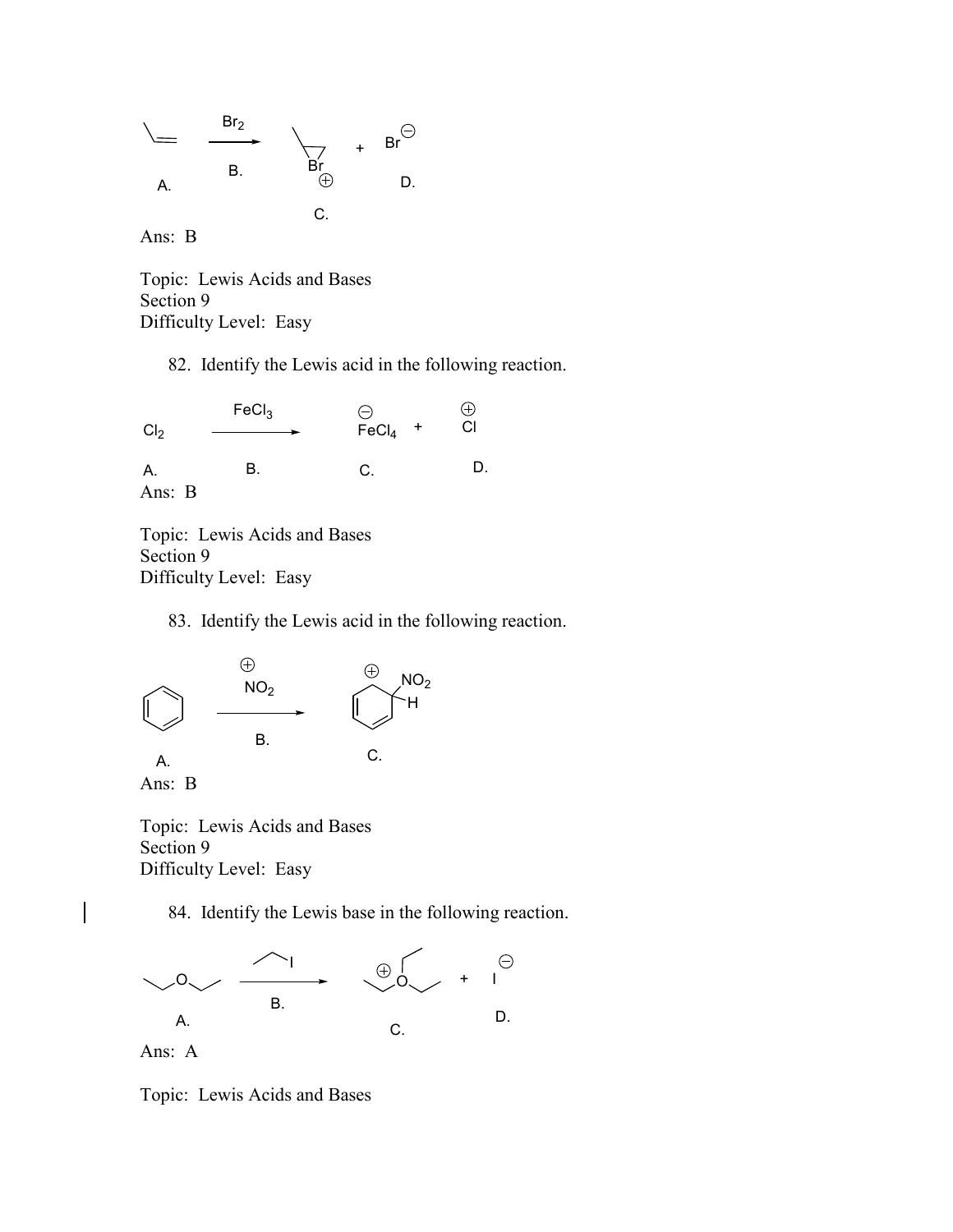Br$_2$

A. B. C. $Br^{\oplus}$ + $Br^{\ominus}$ D.

Ans: B

Topic: Lewis Acids and Bases
Section 9
Difficulty Level: Easy

82. Identify the Lewis acid in the following reaction.

$Cl_2$ (A.) —$FeCl_3$ (B.)→ $FeCl_4^{\ominus}$ (C.) + $Cl^{\oplus}$ (D.)

Ans: B

Topic: Lewis Acids and Bases
Section 9
Difficulty Level: Easy

83. Identify the Lewis acid in the following reaction.

A. —$NO_2^{\oplus}$ (B.)→ C.

Ans: B

Topic: Lewis Acids and Bases
Section 9
Difficulty Level: Easy

84. Identify the Lewis base in the following reaction.

A. —B.→ C. + $I^{\ominus}$ D.

Ans: A

Topic: Lewis Acids and Bases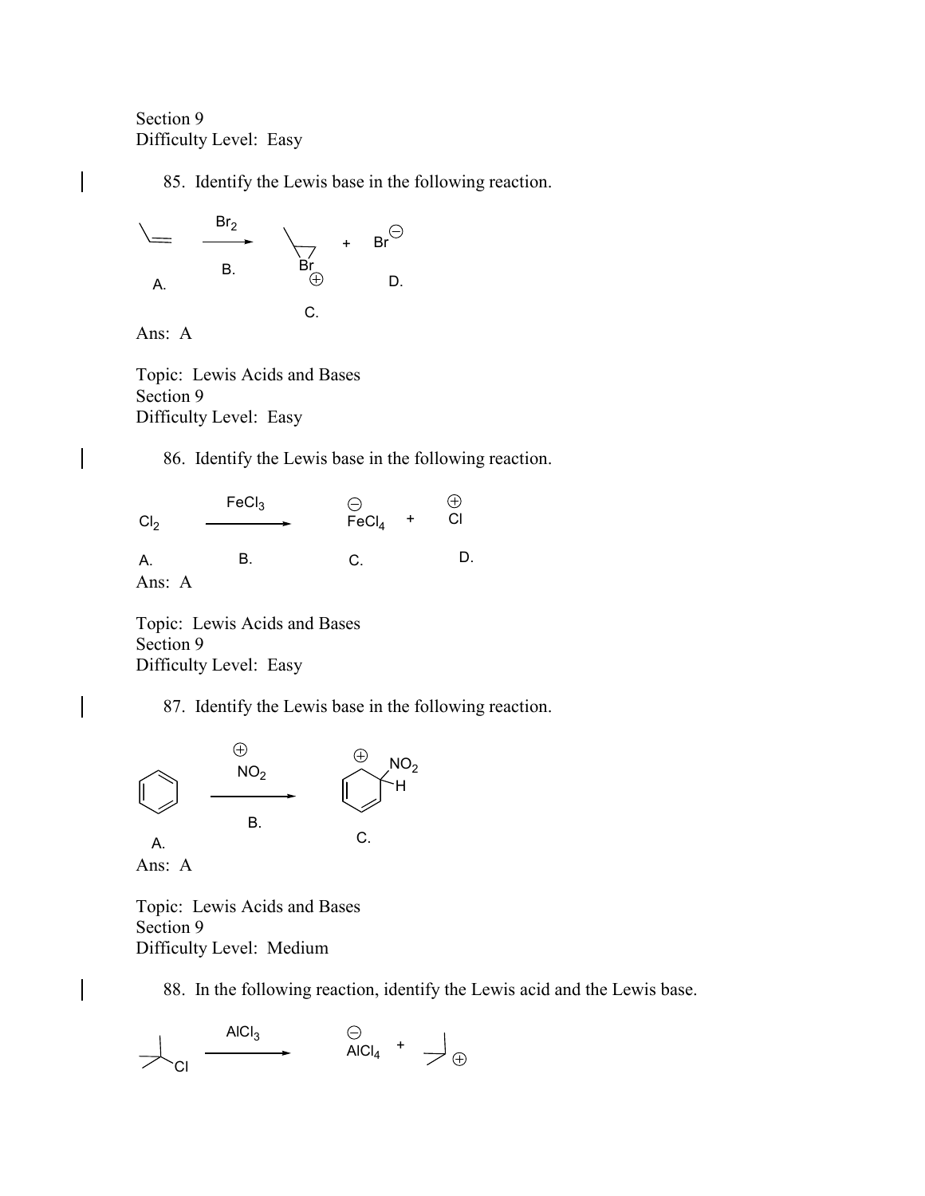Section 9
Difficulty Level: Easy

85. Identify the Lewis base in the following reaction.

$Br_2$

A. B. C. D.

Ans: A

Topic: Lewis Acids and Bases
Section 9
Difficulty Level: Easy

86. Identify the Lewis base in the following reaction.

$Cl_2 \xrightarrow{FeCl_3} FeCl_4^{-} + Cl^{+}$

A. B. C. D.

Ans: A

Topic: Lewis Acids and Bases
Section 9
Difficulty Level: Easy

87. Identify the Lewis base in the following reaction.

$NO_2^{+}$

A. B. C.

Ans: A

Topic: Lewis Acids and Bases
Section 9
Difficulty Level: Medium

88. In the following reaction, identify the Lewis acid and the Lewis base.

$AlCl_3$ $AlCl_4^{-}$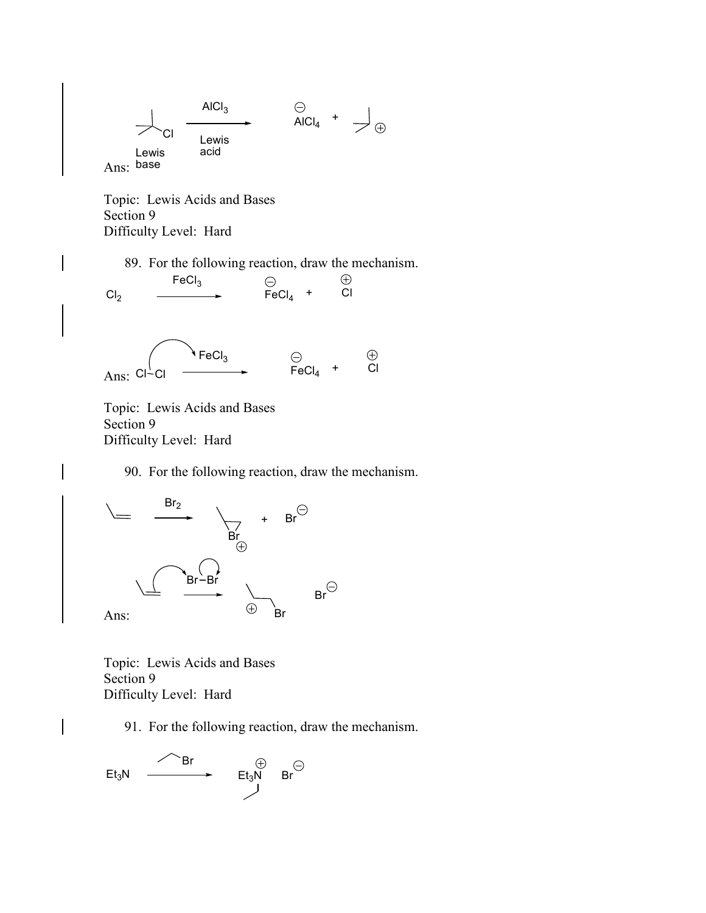Ans: Lewis base + $AlCl_3$ (Lewis acid) → $AlCl_4^{\ominus}$ + $\oplus$

Topic: Lewis Acids and Bases
Section 9
Difficulty Level: Hard

89. For the following reaction, draw the mechanism.

$$Cl_2 \xrightarrow{FeCl_3} \overset{\ominus}{FeCl_4} + \overset{\oplus}{Cl}$$

Ans: $Cl-Cl$ + $FeCl_3$ → $\overset{\ominus}{FeCl_4}$ + $\overset{\oplus}{Cl}$

Topic: Lewis Acids and Bases
Section 9
Difficulty Level: Hard

90. For the following reaction, draw the mechanism.

$\xrightarrow{Br_2}$ Br$\oplus$ + $Br^{\ominus}$

Ans: Br–Br → $\oplus$ Br $Br^{\ominus}$

Topic: Lewis Acids and Bases
Section 9
Difficulty Level: Hard

91. For the following reaction, draw the mechanism.

$Et_3N$ → (Br) → $Et_3\overset{\oplus}{N}$ $Br^{\ominus}$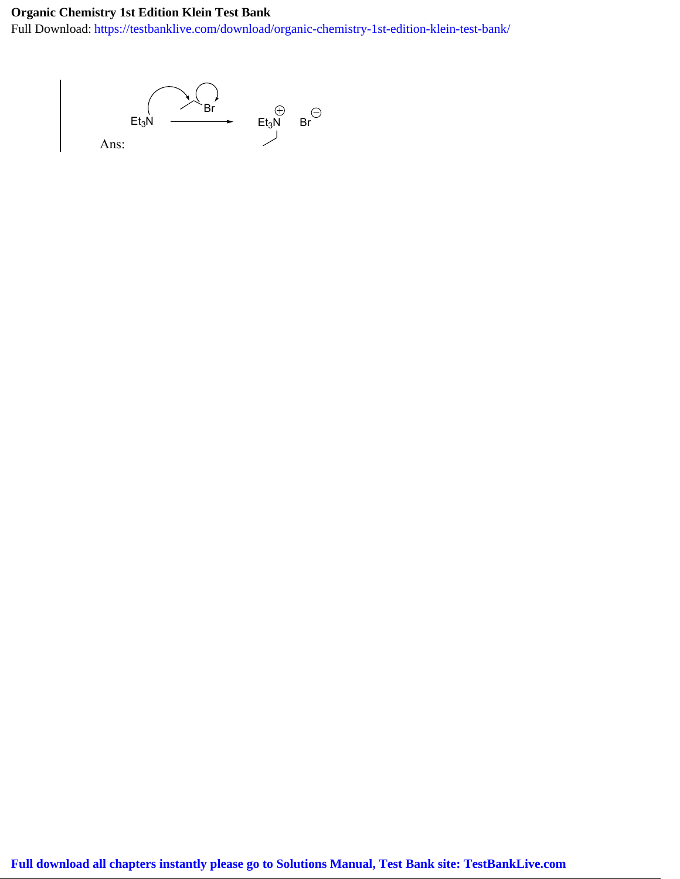Ans:

Et$_3$N + CH$_3$CH$_2$Br → Et$_3$N$^+$–CH$_2$CH$_3$  Br$^-$